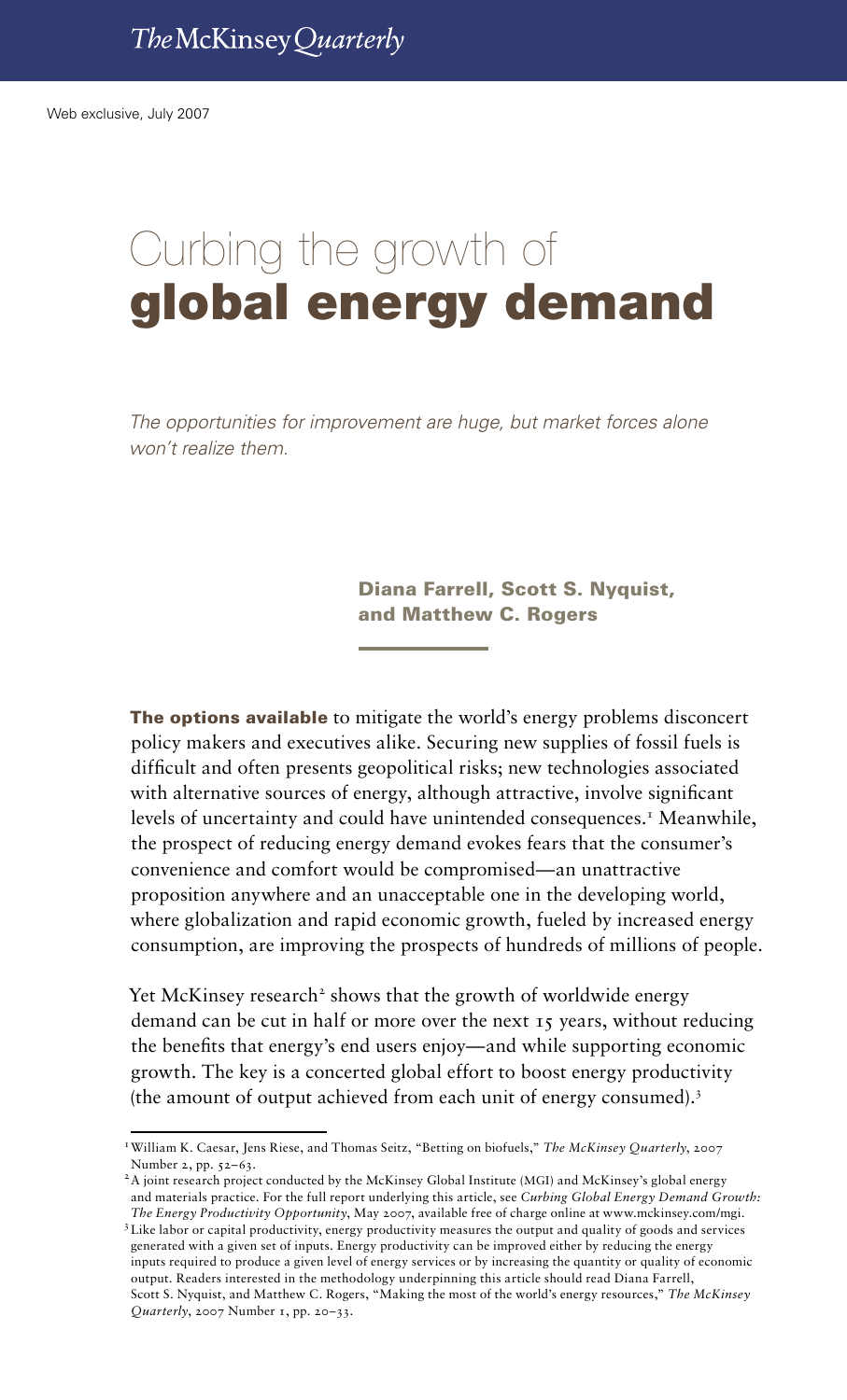The McKinsey Quarterly

Web exclusive, July 2007

# Curbing the growth of **global energy demand**

*The opportunities for improvement are huge, but market forces alone won't realize them.*

**Diana Farrell, Scott S. Nyquist, and Matthew C. Rogers**

**The options available** to mitigate the world's energy problems disconcert policy makers and executives alike. Securing new supplies of fossil fuels is difficult and often presents geopolitical risks; new technologies associated with alternative sources of energy, although attractive, involve significant levels of uncertainty and could have unintended consequences.[1] Meanwhile, the prospect of reducing energy demand evokes fears that the consumer's convenience and comfort would be compromised—an unattractive proposition anywhere and an unacceptable one in the developing world, where globalization and rapid economic growth, fueled by increased energy consumption, are improving the prospects of hundreds of millions of people.

Yet McKinsey research[2] shows that the growth of worldwide energy demand can be cut in half or more over the next 15 years, without reducing the benefits that energy's end users enjoy—and while supporting economic growth. The key is a concerted global effort to boost energy productivity (the amount of output achieved from each unit of energy consumed).[3]

---

[1] William K. Caesar, Jens Riese, and Thomas Seitz, "Betting on biofuels," *The McKinsey Quarterly*, 2007 Number 2, pp. 52–63.

[2] A joint research project conducted by the McKinsey Global Institute (MGI) and McKinsey's global energy and materials practice. For the full report underlying this article, see *Curbing Global Energy Demand Growth: The Energy Productivity Opportunity*, May 2007, available free of charge online at www.mckinsey.com/mgi.

[3] Like labor or capital productivity, energy productivity measures the output and quality of goods and services generated with a given set of inputs. Energy productivity can be improved either by reducing the energy inputs required to produce a given level of energy services or by increasing the quantity or quality of economic output. Readers interested in the methodology underpinning this article should read Diana Farrell, Scott S. Nyquist, and Matthew C. Rogers, "Making the most of the world's energy resources," *The McKinsey Quarterly*, 2007 Number 1, pp. 20–33.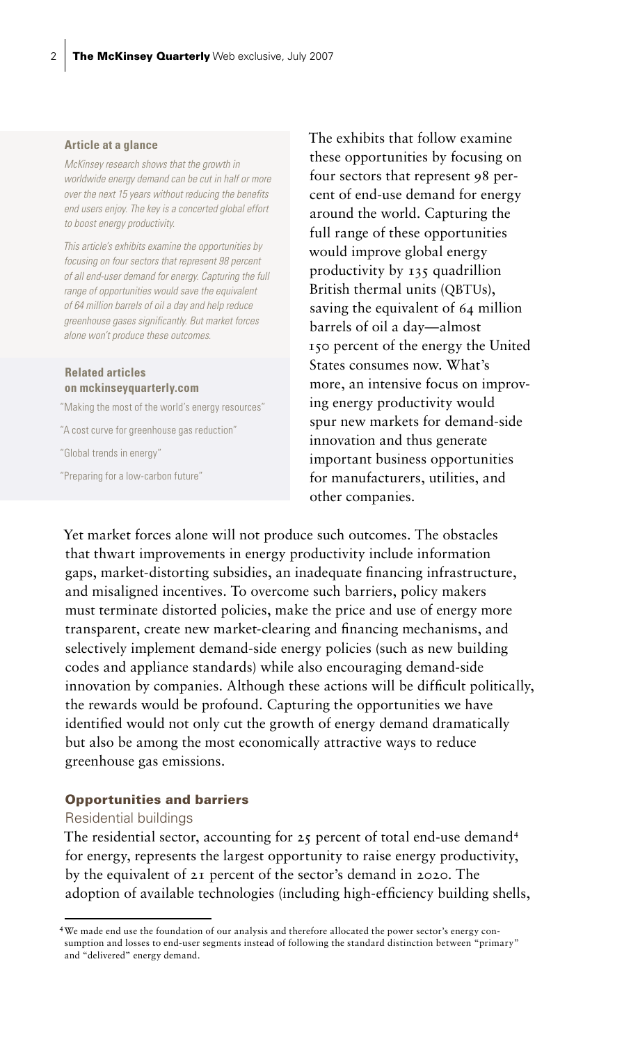**Article at a glance**

*McKinsey research shows that the growth in worldwide energy demand can be cut in half or more over the next 15 years without reducing the benefits end users enjoy. The key is a concerted global effort to boost energy productivity.*

*This article's exhibits examine the opportunities by focusing on four sectors that represent 98 percent of all end-user demand for energy. Capturing the full range of opportunities would save the equivalent of 64 million barrels of oil a day and help reduce greenhouse gases significantly. But market forces alone won't produce these outcomes.*

**Related articles on mckinseyquarterly.com**

"Making the most of the world's energy resources"

"A cost curve for greenhouse gas reduction"

"Global trends in energy"

"Preparing for a low-carbon future"

The exhibits that follow examine these opportunities by focusing on four sectors that represent 98 percent of end-use demand for energy around the world. Capturing the full range of these opportunities would improve global energy productivity by 135 quadrillion British thermal units (QBTUs), saving the equivalent of 64 million barrels of oil a day—almost 150 percent of the energy the United States consumes now. What's more, an intensive focus on improving energy productivity would spur new markets for demand-side innovation and thus generate important business opportunities for manufacturers, utilities, and other companies.

Yet market forces alone will not produce such outcomes. The obstacles that thwart improvements in energy productivity include information gaps, market-distorting subsidies, an inadequate financing infrastructure, and misaligned incentives. To overcome such barriers, policy makers must terminate distorted policies, make the price and use of energy more transparent, create new market-clearing and financing mechanisms, and selectively implement demand-side energy policies (such as new building codes and appliance standards) while also encouraging demand-side innovation by companies. Although these actions will be difficult politically, the rewards would be profound. Capturing the opportunities we have identified would not only cut the growth of energy demand dramatically but also be among the most economically attractive ways to reduce greenhouse gas emissions.

## Opportunities and barriers

### Residential buildings

The residential sector, accounting for 25 percent of total end-use demand[4] for energy, represents the largest opportunity to raise energy productivity, by the equivalent of 21 percent of the sector's demand in 2020. The adoption of available technologies (including high-efficiency building shells,

[4] We made end use the foundation of our analysis and therefore allocated the power sector's energy consumption and losses to end-user segments instead of following the standard distinction between "primary" and "delivered" energy demand.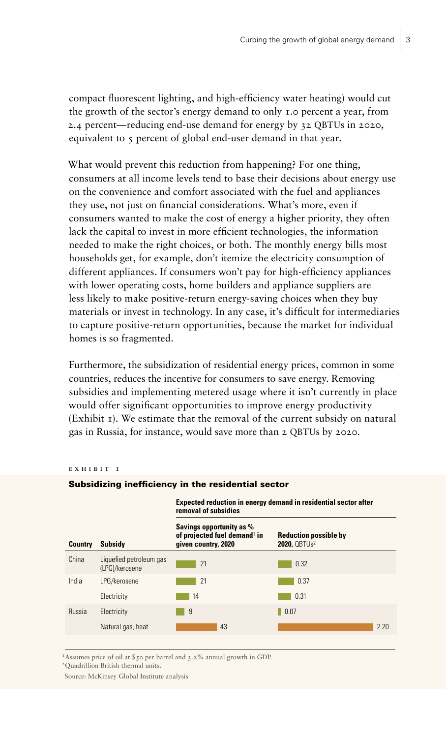compact fluorescent lighting, and high-efficiency water heating) would cut the growth of the sector's energy demand to only 1.0 percent a year, from 2.4 percent—reducing end-use demand for energy by 32 QBTUs in 2020, equivalent to 5 percent of global end-user demand in that year.

What would prevent this reduction from happening? For one thing, consumers at all income levels tend to base their decisions about energy use on the convenience and comfort associated with the fuel and appliances they use, not just on financial considerations. What's more, even if consumers wanted to make the cost of energy a higher priority, they often lack the capital to invest in more efficient technologies, the information needed to make the right choices, or both. The monthly energy bills most households get, for example, don't itemize the electricity consumption of different appliances. If consumers won't pay for high-efficiency appliances with lower operating costs, home builders and appliance suppliers are less likely to make positive-return energy-saving choices when they buy materials or invest in technology. In any case, it's difficult for intermediaries to capture positive-return opportunities, because the market for individual homes is so fragmented.

Furthermore, the subsidization of residential energy prices, common in some countries, reduces the incentive for consumers to save energy. Removing subsidies and implementing metered usage where it isn't currently in place would offer significant opportunities to improve energy productivity (Exhibit 1). We estimate that the removal of the current subsidy on natural gas in Russia, for instance, would save more than 2 QBTUs by 2020.

EXHIBIT 1

**Subsidizing inefficiency in the residential sector**

| | | Expected reduction in energy demand in residential sector after removal of subsidies | |
|---|---|---|---|
| **Country** | **Subsidy** | **Savings opportunity as % of projected fuel demand[1] in given country, 2020** | **Reduction possible by 2020, QBTUs[2]** |
| China | Liquefied petroleum gas (LPG)/kerosene | 21 | 0.32 |
| India | LPG/kerosene | 21 | 0.37 |
| | Electricity | 14 | 0.31 |
| Russia | Electricity | 9 | 0.07 |
| | Natural gas, heat | 43 | 2.20 |

[1]Assumes price of oil at $50 per barrel and 3.2% annual growth in GDP.
[2]Quadrillion British thermal units.

Source: McKinsey Global Institute analysis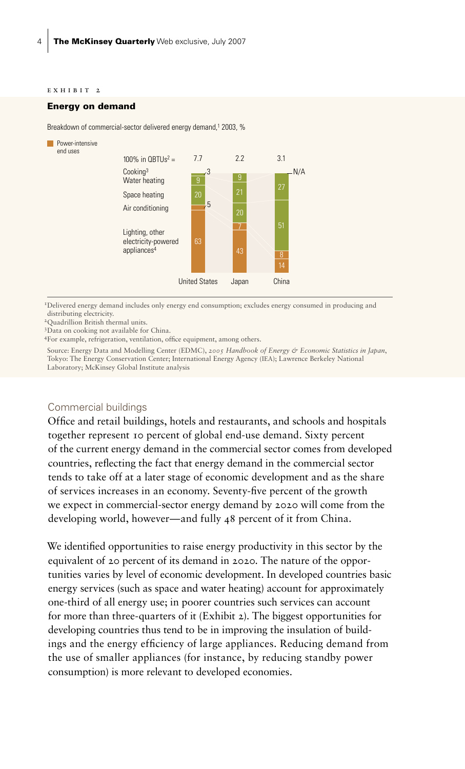EXHIBIT 2

**Energy on demand**

Breakdown of commercial-sector delivered energy demand,[1] 2003, %

Power-intensive end uses

100% in QBTUs[2] = 7.7 2.2 3.1

Cooking[3]
Water heating
Space heating
Air conditioning
Lighting, other electricity-powered appliances[4]

United States: 3, 9, 20, 5, 63
Japan: 9, 21, 20, 7, 43
China: N/A, 27, 51, 8, 14

[1]Delivered energy demand includes only energy end consumption; excludes energy consumed in producing and distributing electricity.

[2]Quadrillion British thermal units.

[3]Data on cooking not available for China.

[4]For example, refrigeration, ventilation, office equipment, among others.

Source: Energy Data and Modelling Center (EDMC), *2005 Handbook of Energy & Economic Statistics in Japan*, Tokyo: The Energy Conservation Center; International Energy Agency (IEA); Lawrence Berkeley National Laboratory; McKinsey Global Institute analysis

## Commercial buildings

Office and retail buildings, hotels and restaurants, and schools and hospitals together represent 10 percent of global end-use demand. Sixty percent of the current energy demand in the commercial sector comes from developed countries, reflecting the fact that energy demand in the commercial sector tends to take off at a later stage of economic development and as the share of services increases in an economy. Seventy-five percent of the growth we expect in commercial-sector energy demand by 2020 will come from the developing world, however—and fully 48 percent of it from China.

We identified opportunities to raise energy productivity in this sector by the equivalent of 20 percent of its demand in 2020. The nature of the opportunities varies by level of economic development. In developed countries basic energy services (such as space and water heating) account for approximately one-third of all energy use; in poorer countries such services can account for more than three-quarters of it (Exhibit 2). The biggest opportunities for developing countries thus tend to be in improving the insulation of buildings and the energy efficiency of large appliances. Reducing demand from the use of smaller appliances (for instance, by reducing standby power consumption) is more relevant to developed economies.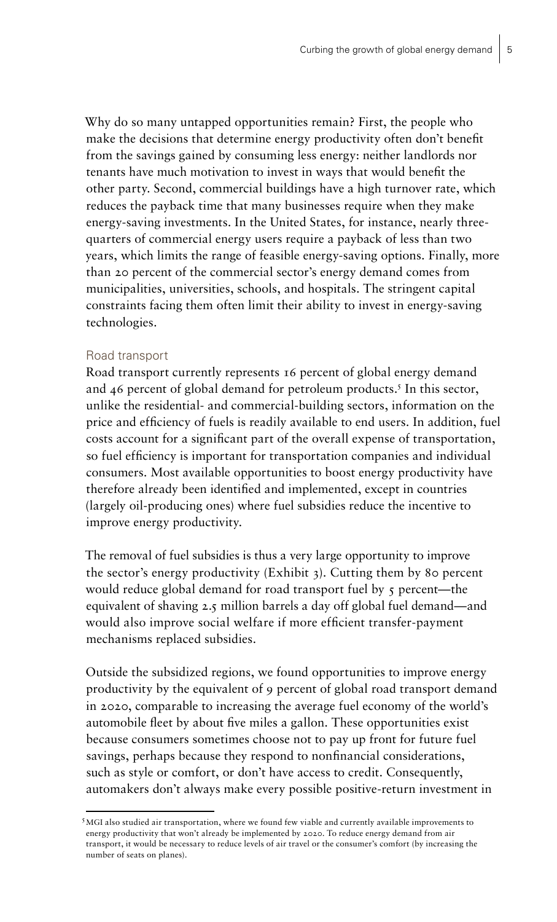Why do so many untapped opportunities remain? First, the people who make the decisions that determine energy productivity often don't benefit from the savings gained by consuming less energy: neither landlords nor tenants have much motivation to invest in ways that would benefit the other party. Second, commercial buildings have a high turnover rate, which reduces the payback time that many businesses require when they make energy-saving investments. In the United States, for instance, nearly three-quarters of commercial energy users require a payback of less than two years, which limits the range of feasible energy-saving options. Finally, more than 20 percent of the commercial sector's energy demand comes from municipalities, universities, schools, and hospitals. The stringent capital constraints facing them often limit their ability to invest in energy-saving technologies.

### Road transport

Road transport currently represents 16 percent of global energy demand and 46 percent of global demand for petroleum products.[5] In this sector, unlike the residential- and commercial-building sectors, information on the price and efficiency of fuels is readily available to end users. In addition, fuel costs account for a significant part of the overall expense of transportation, so fuel efficiency is important for transportation companies and individual consumers. Most available opportunities to boost energy productivity have therefore already been identified and implemented, except in countries (largely oil-producing ones) where fuel subsidies reduce the incentive to improve energy productivity.

The removal of fuel subsidies is thus a very large opportunity to improve the sector's energy productivity (Exhibit 3). Cutting them by 80 percent would reduce global demand for road transport fuel by 5 percent—the equivalent of shaving 2.5 million barrels a day off global fuel demand—and would also improve social welfare if more efficient transfer-payment mechanisms replaced subsidies.

Outside the subsidized regions, we found opportunities to improve energy productivity by the equivalent of 9 percent of global road transport demand in 2020, comparable to increasing the average fuel economy of the world's automobile fleet by about five miles a gallon. These opportunities exist because consumers sometimes choose not to pay up front for future fuel savings, perhaps because they respond to nonfinancial considerations, such as style or comfort, or don't have access to credit. Consequently, automakers don't always make every possible positive-return investment in

[5] MGI also studied air transportation, where we found few viable and currently available improvements to energy productivity that won't already be implemented by 2020. To reduce energy demand from air transport, it would be necessary to reduce levels of air travel or the consumer's comfort (by increasing the number of seats on planes).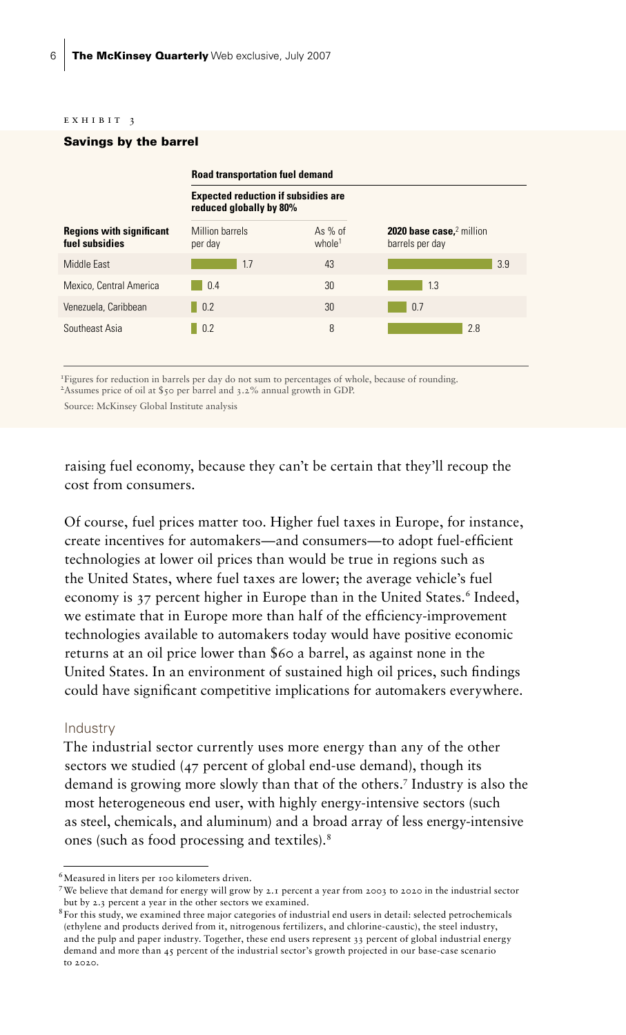EXHIBIT 3

**Savings by the barrel**

| Regions with significant fuel subsidies | Road transportation fuel demand | | |
|---|---|---|---|
| | Expected reduction if subsidies are reduced globally by 80% | | |
| | Million barrels per day | As % of whole[1] | 2020 base case,[2] million barrels per day |
| Middle East | 1.7 | 43 | 3.9 |
| Mexico, Central America | 0.4 | 30 | 1.3 |
| Venezuela, Caribbean | 0.2 | 30 | 0.7 |
| Southeast Asia | 0.2 | 8 | 2.8 |

[1]Figures for reduction in barrels per day do not sum to percentages of whole, because of rounding.
[2]Assumes price of oil at $50 per barrel and 3.2% annual growth in GDP.

Source: McKinsey Global Institute analysis

raising fuel economy, because they can't be certain that they'll recoup the cost from consumers.

Of course, fuel prices matter too. Higher fuel taxes in Europe, for instance, create incentives for automakers—and consumers—to adopt fuel-efficient technologies at lower oil prices than would be true in regions such as the United States, where fuel taxes are lower; the average vehicle's fuel economy is 37 percent higher in Europe than in the United States.[6] Indeed, we estimate that in Europe more than half of the efficiency-improvement technologies available to automakers today would have positive economic returns at an oil price lower than $60 a barrel, as against none in the United States. In an environment of sustained high oil prices, such findings could have significant competitive implications for automakers everywhere.

### Industry

The industrial sector currently uses more energy than any of the other sectors we studied (47 percent of global end-use demand), though its demand is growing more slowly than that of the others.[7] Industry is also the most heterogeneous end user, with highly energy-intensive sectors (such as steel, chemicals, and aluminum) and a broad array of less energy-intensive ones (such as food processing and textiles).[8]

---

[6]Measured in liters per 100 kilometers driven.

[7]We believe that demand for energy will grow by 2.1 percent a year from 2003 to 2020 in the industrial sector but by 2.3 percent a year in the other sectors we examined.

[8]For this study, we examined three major categories of industrial end users in detail: selected petrochemicals (ethylene and products derived from it, nitrogenous fertilizers, and chlorine-caustic), the steel industry, and the pulp and paper industry. Together, these end users represent 33 percent of global industrial energy demand and more than 45 percent of the industrial sector's growth projected in our base-case scenario to 2020.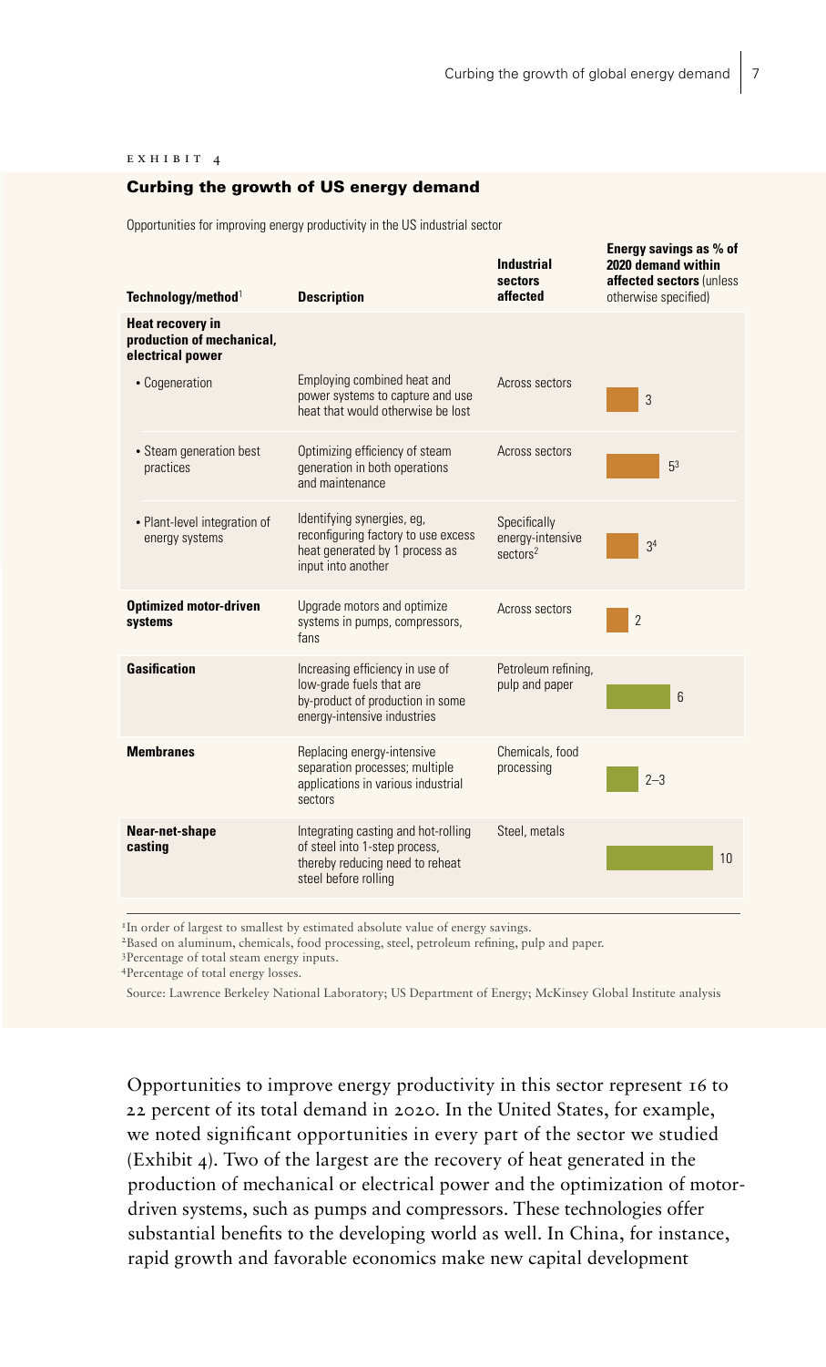EXHIBIT 4

### Curbing the growth of US energy demand

Opportunities for improving energy productivity in the US industrial sector

| Technology/method[1] | Description | Industrial sectors affected | Energy savings as % of 2020 demand within affected sectors (unless otherwise specified) |
|---|---|---|---|
| **Heat recovery in production of mechanical, electrical power** | | | |
| • Cogeneration | Employing combined heat and power systems to capture and use heat that would otherwise be lost | Across sectors | 3 |
| • Steam generation best practices | Optimizing efficiency of steam generation in both operations and maintenance | Across sectors | 5[3] |
| • Plant-level integration of energy systems | Identifying synergies, eg, reconfiguring factory to use excess heat generated by 1 process as input into another | Specifically energy-intensive sectors[2] | 3[4] |
| **Optimized motor-driven systems** | Upgrade motors and optimize systems in pumps, compressors, fans | Across sectors | 2 |
| **Gasification** | Increasing efficiency in use of low-grade fuels that are by-product of production in some energy-intensive industries | Petroleum refining, pulp and paper | 6 |
| **Membranes** | Replacing energy-intensive separation processes; multiple applications in various industrial sectors | Chemicals, food processing | 2–3 |
| **Near-net-shape casting** | Integrating casting and hot-rolling of steel into 1-step process, thereby reducing need to reheat steel before rolling | Steel, metals | 10 |

[1]In order of largest to smallest by estimated absolute value of energy savings.
[2]Based on aluminum, chemicals, food processing, steel, petroleum refining, pulp and paper.
[3]Percentage of total steam energy inputs.
[4]Percentage of total energy losses.

Source: Lawrence Berkeley National Laboratory; US Department of Energy; McKinsey Global Institute analysis

Opportunities to improve energy productivity in this sector represent 16 to 22 percent of its total demand in 2020. In the United States, for example, we noted significant opportunities in every part of the sector we studied (Exhibit 4). Two of the largest are the recovery of heat generated in the production of mechanical or electrical power and the optimization of motor-driven systems, such as pumps and compressors. These technologies offer substantial benefits to the developing world as well. In China, for instance, rapid growth and favorable economics make new capital development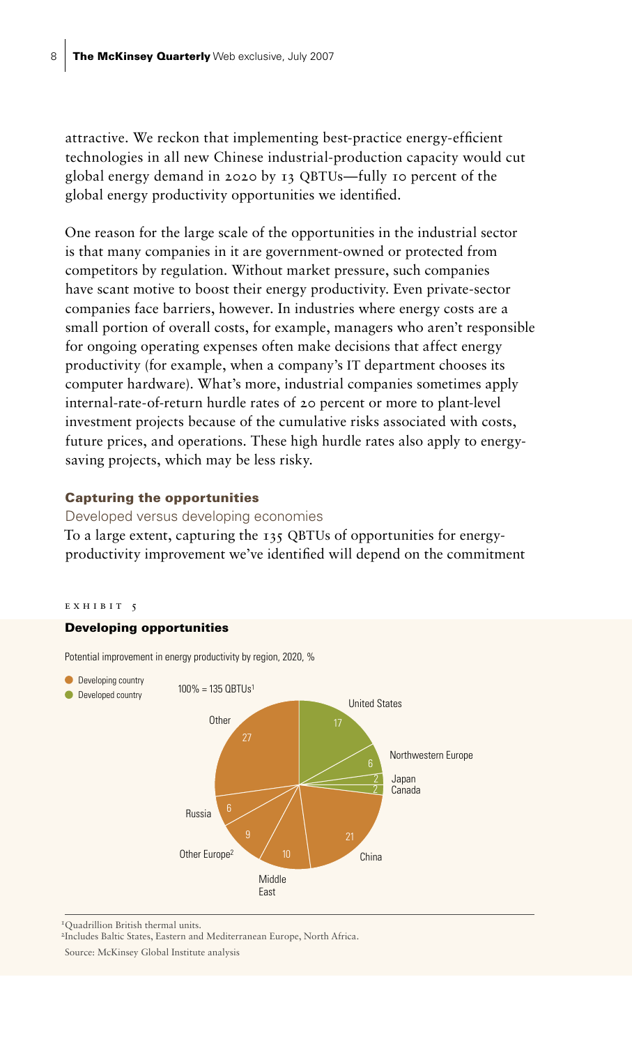attractive. We reckon that implementing best-practice energy-efficient technologies in all new Chinese industrial-production capacity would cut global energy demand in 2020 by 13 QBTUs—fully 10 percent of the global energy productivity opportunities we identified.

One reason for the large scale of the opportunities in the industrial sector is that many companies in it are government-owned or protected from competitors by regulation. Without market pressure, such companies have scant motive to boost their energy productivity. Even private-sector companies face barriers, however. In industries where energy costs are a small portion of overall costs, for example, managers who aren't responsible for ongoing operating expenses often make decisions that affect energy productivity (for example, when a company's IT department chooses its computer hardware). What's more, industrial companies sometimes apply internal-rate-of-return hurdle rates of 20 percent or more to plant-level investment projects because of the cumulative risks associated with costs, future prices, and operations. These high hurdle rates also apply to energy-saving projects, which may be less risky.

## Capturing the opportunities

### Developed versus developing economies

To a large extent, capturing the 135 QBTUs of opportunities for energy-productivity improvement we've identified will depend on the commitment

EXHIBIT 5

**Developing opportunities**

Potential improvement in energy productivity by region, 2020, %

Developing country
Developed country

100% = 135 QBTUs[1]

United States 17
Northwestern Europe 6
Japan 2
Canada 2
China 21
Middle East 10
Other Europe[2] 9
Russia 6
Other 27

[1]Quadrillion British thermal units.
[2]Includes Baltic States, Eastern and Mediterranean Europe, North Africa.

Source: McKinsey Global Institute analysis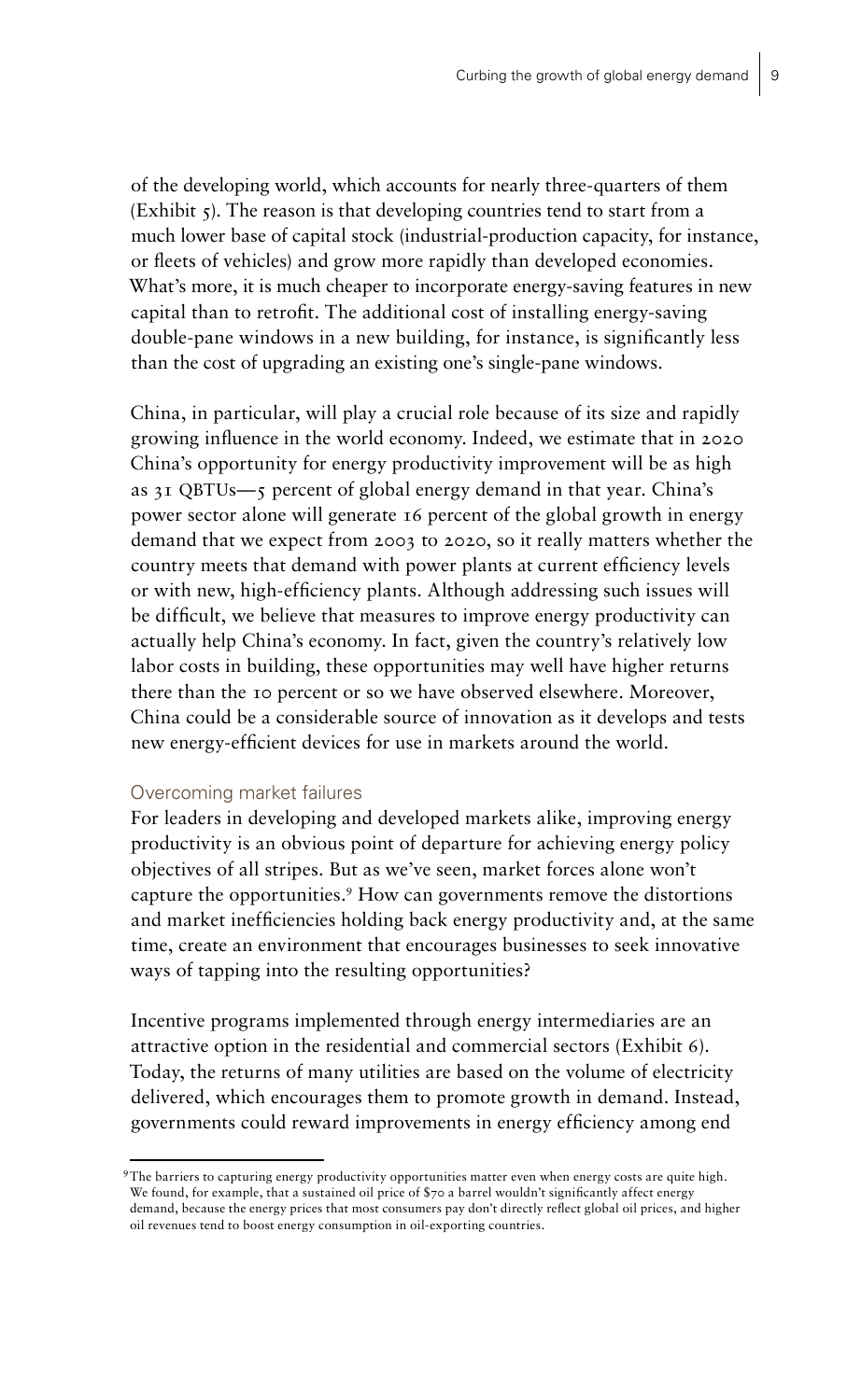of the developing world, which accounts for nearly three-quarters of them (Exhibit 5). The reason is that developing countries tend to start from a much lower base of capital stock (industrial-production capacity, for instance, or fleets of vehicles) and grow more rapidly than developed economies. What's more, it is much cheaper to incorporate energy-saving features in new capital than to retrofit. The additional cost of installing energy-saving double-pane windows in a new building, for instance, is significantly less than the cost of upgrading an existing one's single-pane windows.

China, in particular, will play a crucial role because of its size and rapidly growing influence in the world economy. Indeed, we estimate that in 2020 China's opportunity for energy productivity improvement will be as high as 31 QBTUs—5 percent of global energy demand in that year. China's power sector alone will generate 16 percent of the global growth in energy demand that we expect from 2003 to 2020, so it really matters whether the country meets that demand with power plants at current efficiency levels or with new, high-efficiency plants. Although addressing such issues will be difficult, we believe that measures to improve energy productivity can actually help China's economy. In fact, given the country's relatively low labor costs in building, these opportunities may well have higher returns there than the 10 percent or so we have observed elsewhere. Moreover, China could be a considerable source of innovation as it develops and tests new energy-efficient devices for use in markets around the world.

## Overcoming market failures

For leaders in developing and developed markets alike, improving energy productivity is an obvious point of departure for achieving energy policy objectives of all stripes. But as we've seen, market forces alone won't capture the opportunities.[9] How can governments remove the distortions and market inefficiencies holding back energy productivity and, at the same time, create an environment that encourages businesses to seek innovative ways of tapping into the resulting opportunities?

Incentive programs implemented through energy intermediaries are an attractive option in the residential and commercial sectors (Exhibit 6). Today, the returns of many utilities are based on the volume of electricity delivered, which encourages them to promote growth in demand. Instead, governments could reward improvements in energy efficiency among end

---

[9] The barriers to capturing energy productivity opportunities matter even when energy costs are quite high. We found, for example, that a sustained oil price of $70 a barrel wouldn't significantly affect energy demand, because the energy prices that most consumers pay don't directly reflect global oil prices, and higher oil revenues tend to boost energy consumption in oil-exporting countries.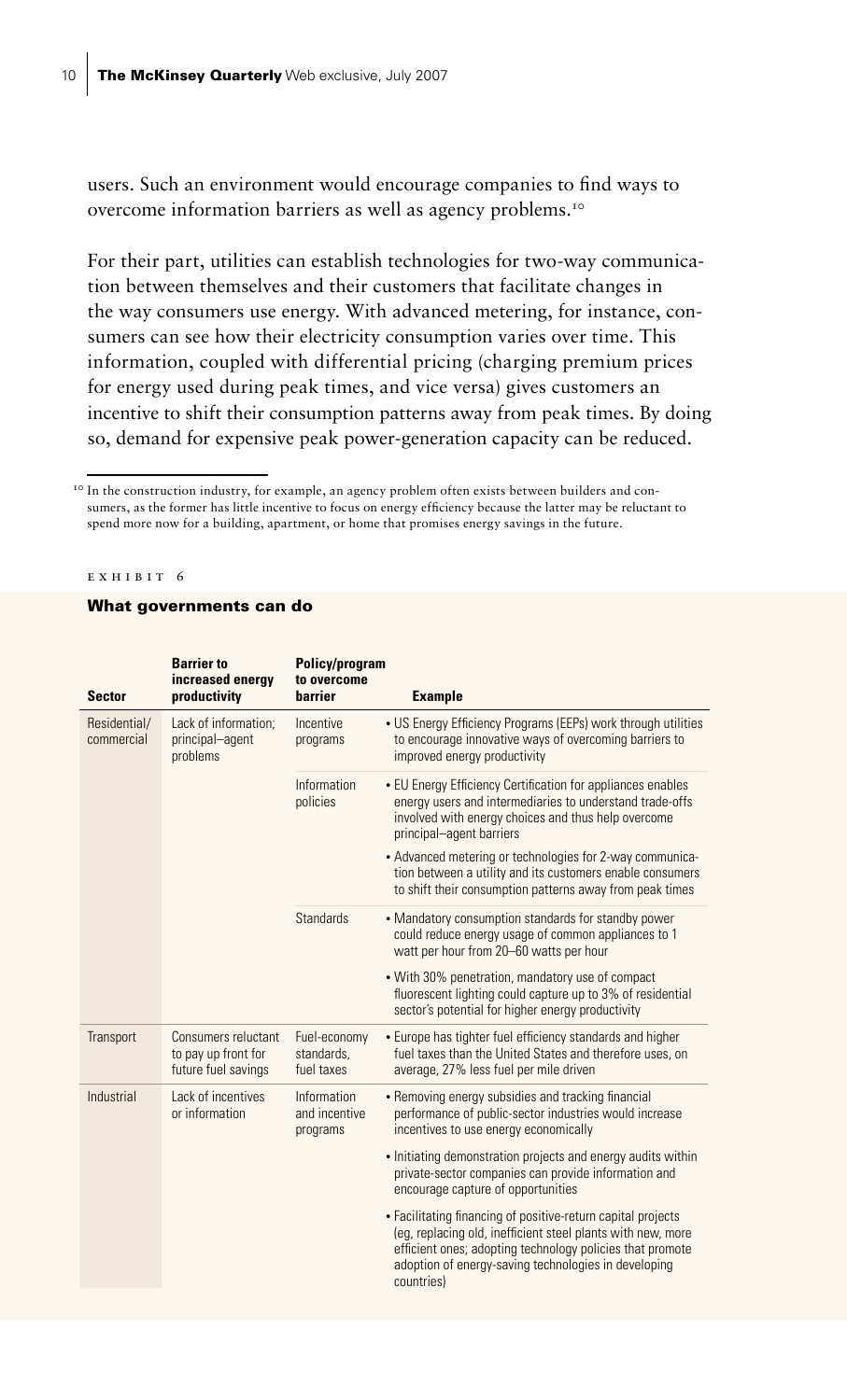users. Such an environment would encourage companies to find ways to overcome information barriers as well as agency problems.[10]

For their part, utilities can establish technologies for two-way communication between themselves and their customers that facilitate changes in the way consumers use energy. With advanced metering, for instance, consumers can see how their electricity consumption varies over time. This information, coupled with differential pricing (charging premium prices for energy used during peak times, and vice versa) gives customers an incentive to shift their consumption patterns away from peak times. By doing so, demand for expensive peak power-generation capacity can be reduced.

[10] In the construction industry, for example, an agency problem often exists between builders and consumers, as the former has little incentive to focus on energy efficiency because the latter may be reluctant to spend more now for a building, apartment, or home that promises energy savings in the future.

EXHIBIT 6

**What governments can do**

| Sector | Barrier to increased energy productivity | Policy/program to overcome barrier | Example |
|---|---|---|---|
| Residential/ commercial | Lack of information; principal–agent problems | Incentive programs | • US Energy Efficiency Programs (EEPs) work through utilities to encourage innovative ways of overcoming barriers to improved energy productivity |
| | | Information policies | • EU Energy Efficiency Certification for appliances enables energy users and intermediaries to understand trade-offs involved with energy choices and thus help overcome principal–agent barriers |
| | | | • Advanced metering or technologies for 2-way communication between a utility and its customers enable consumers to shift their consumption patterns away from peak times |
| | | Standards | • Mandatory consumption standards for standby power could reduce energy usage of common appliances to 1 watt per hour from 20–60 watts per hour |
| | | | • With 30% penetration, mandatory use of compact fluorescent lighting could capture up to 3% of residential sector's potential for higher energy productivity |
| Transport | Consumers reluctant to pay up front for future fuel savings | Fuel-economy standards, fuel taxes | • Europe has tighter fuel efficiency standards and higher fuel taxes than the United States and therefore uses, on average, 27% less fuel per mile driven |
| Industrial | Lack of incentives or information | Information and incentive programs | • Removing energy subsidies and tracking financial performance of public-sector industries would increase incentives to use energy economically |
| | | | • Initiating demonstration projects and energy audits within private-sector companies can provide information and encourage capture of opportunities |
| | | | • Facilitating financing of positive-return capital projects (eg, replacing old, inefficient steel plants with new, more efficient ones; adopting technology policies that promote adoption of energy-saving technologies in developing countries) |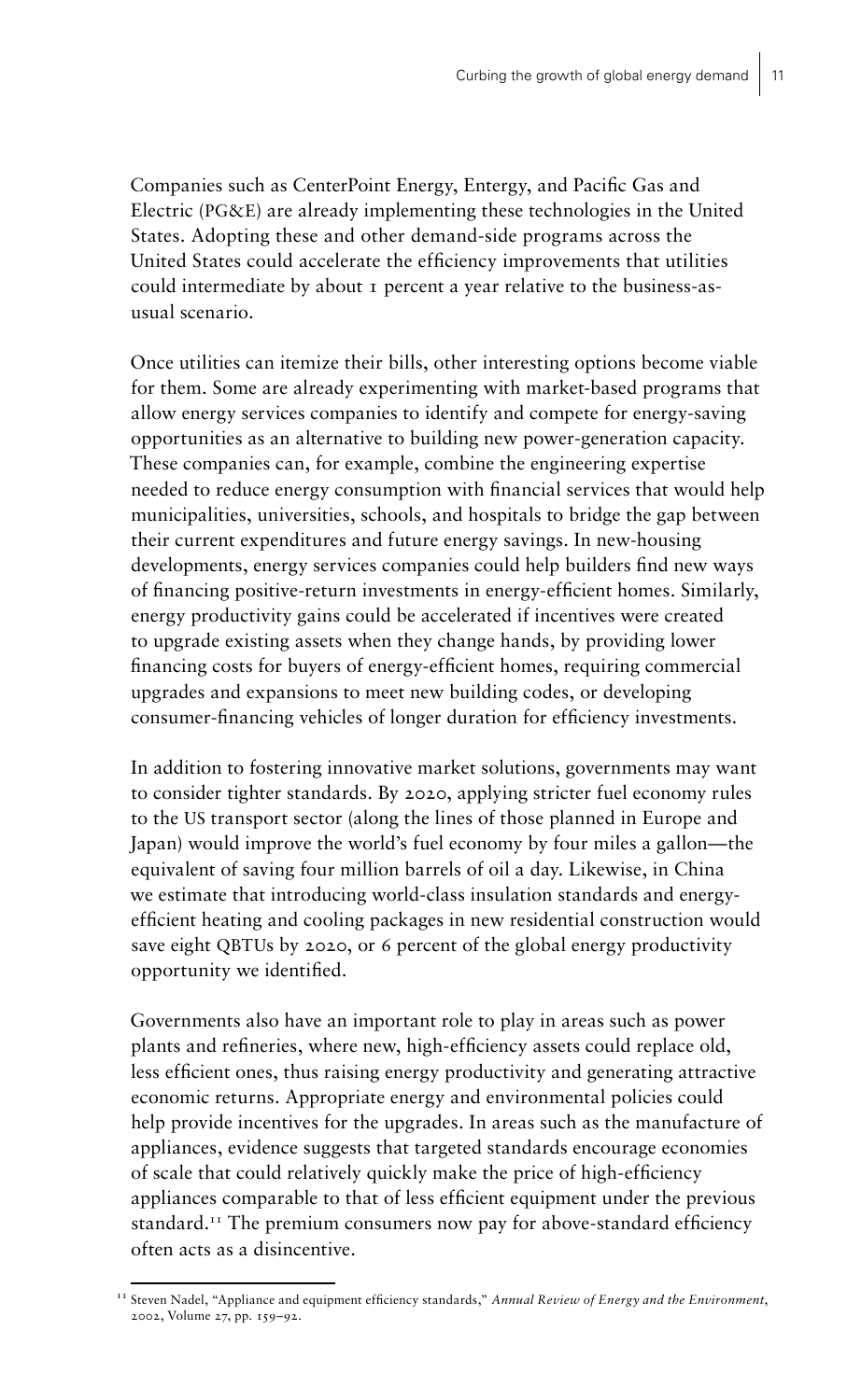Companies such as CenterPoint Energy, Entergy, and Pacific Gas and Electric (PG&E) are already implementing these technologies in the United States. Adopting these and other demand-side programs across the United States could accelerate the efficiency improvements that utilities could intermediate by about 1 percent a year relative to the business-as-usual scenario.

Once utilities can itemize their bills, other interesting options become viable for them. Some are already experimenting with market-based programs that allow energy services companies to identify and compete for energy-saving opportunities as an alternative to building new power-generation capacity. These companies can, for example, combine the engineering expertise needed to reduce energy consumption with financial services that would help municipalities, universities, schools, and hospitals to bridge the gap between their current expenditures and future energy savings. In new-housing developments, energy services companies could help builders find new ways of financing positive-return investments in energy-efficient homes. Similarly, energy productivity gains could be accelerated if incentives were created to upgrade existing assets when they change hands, by providing lower financing costs for buyers of energy-efficient homes, requiring commercial upgrades and expansions to meet new building codes, or developing consumer-financing vehicles of longer duration for efficiency investments.

In addition to fostering innovative market solutions, governments may want to consider tighter standards. By 2020, applying stricter fuel economy rules to the US transport sector (along the lines of those planned in Europe and Japan) would improve the world's fuel economy by four miles a gallon—the equivalent of saving four million barrels of oil a day. Likewise, in China we estimate that introducing world-class insulation standards and energy-efficient heating and cooling packages in new residential construction would save eight QBTUs by 2020, or 6 percent of the global energy productivity opportunity we identified.

Governments also have an important role to play in areas such as power plants and refineries, where new, high-efficiency assets could replace old, less efficient ones, thus raising energy productivity and generating attractive economic returns. Appropriate energy and environmental policies could help provide incentives for the upgrades. In areas such as the manufacture of appliances, evidence suggests that targeted standards encourage economies of scale that could relatively quickly make the price of high-efficiency appliances comparable to that of less efficient equipment under the previous standard.[11] The premium consumers now pay for above-standard efficiency often acts as a disincentive.

[11] Steven Nadel, "Appliance and equipment efficiency standards," *Annual Review of Energy and the Environment*, 2002, Volume 27, pp. 159–92.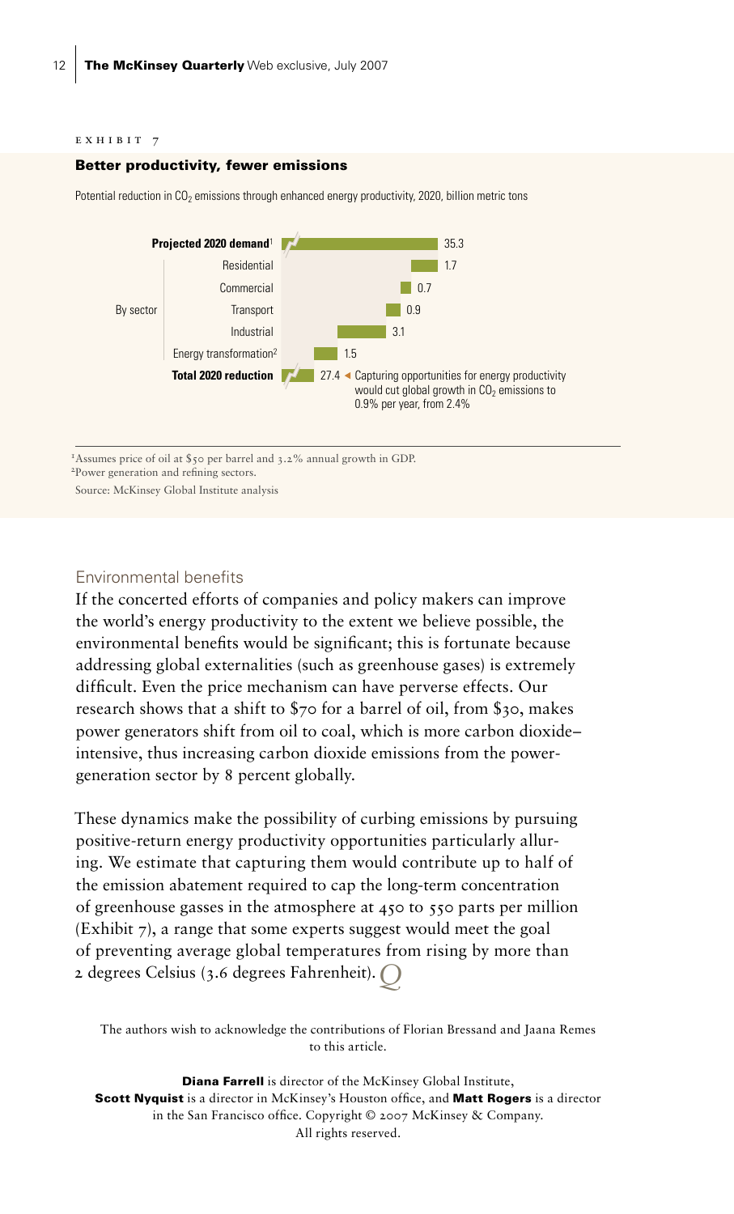EXHIBIT 7

**Better productivity, fewer emissions**

Potential reduction in $CO_2$ emissions through enhanced energy productivity, 2020, billion metric tons

**Projected 2020 demand**[1] 35.3

By sector

Residential 1.7

Commercial 0.7

Transport 0.9

Industrial 3.1

Energy transformation[2] 1.5

**Total 2020 reduction** 27.4 ◄ Capturing opportunities for energy productivity would cut global growth in $CO_2$ emissions to 0.9% per year, from 2.4%

[1]Assumes price of oil at $50 per barrel and 3.2% annual growth in GDP.

[2]Power generation and refining sectors.

Source: McKinsey Global Institute analysis

## Environmental benefits

If the concerted efforts of companies and policy makers can improve the world's energy productivity to the extent we believe possible, the environmental benefits would be significant; this is fortunate because addressing global externalities (such as greenhouse gases) is extremely difficult. Even the price mechanism can have perverse effects. Our research shows that a shift to $70 for a barrel of oil, from $30, makes power generators shift from oil to coal, which is more carbon dioxide–intensive, thus increasing carbon dioxide emissions from the power-generation sector by 8 percent globally.

These dynamics make the possibility of curbing emissions by pursuing positive-return energy productivity opportunities particularly alluring. We estimate that capturing them would contribute up to half of the emission abatement required to cap the long-term concentration of greenhouse gasses in the atmosphere at 450 to 550 parts per million (Exhibit 7), a range that some experts suggest would meet the goal of preventing average global temperatures from rising by more than 2 degrees Celsius (3.6 degrees Fahrenheit).

The authors wish to acknowledge the contributions of Florian Bressand and Jaana Remes to this article.

**Diana Farrell** is director of the McKinsey Global Institute, **Scott Nyquist** is a director in McKinsey's Houston office, and **Matt Rogers** is a director in the San Francisco office. Copyright © 2007 McKinsey & Company. All rights reserved.